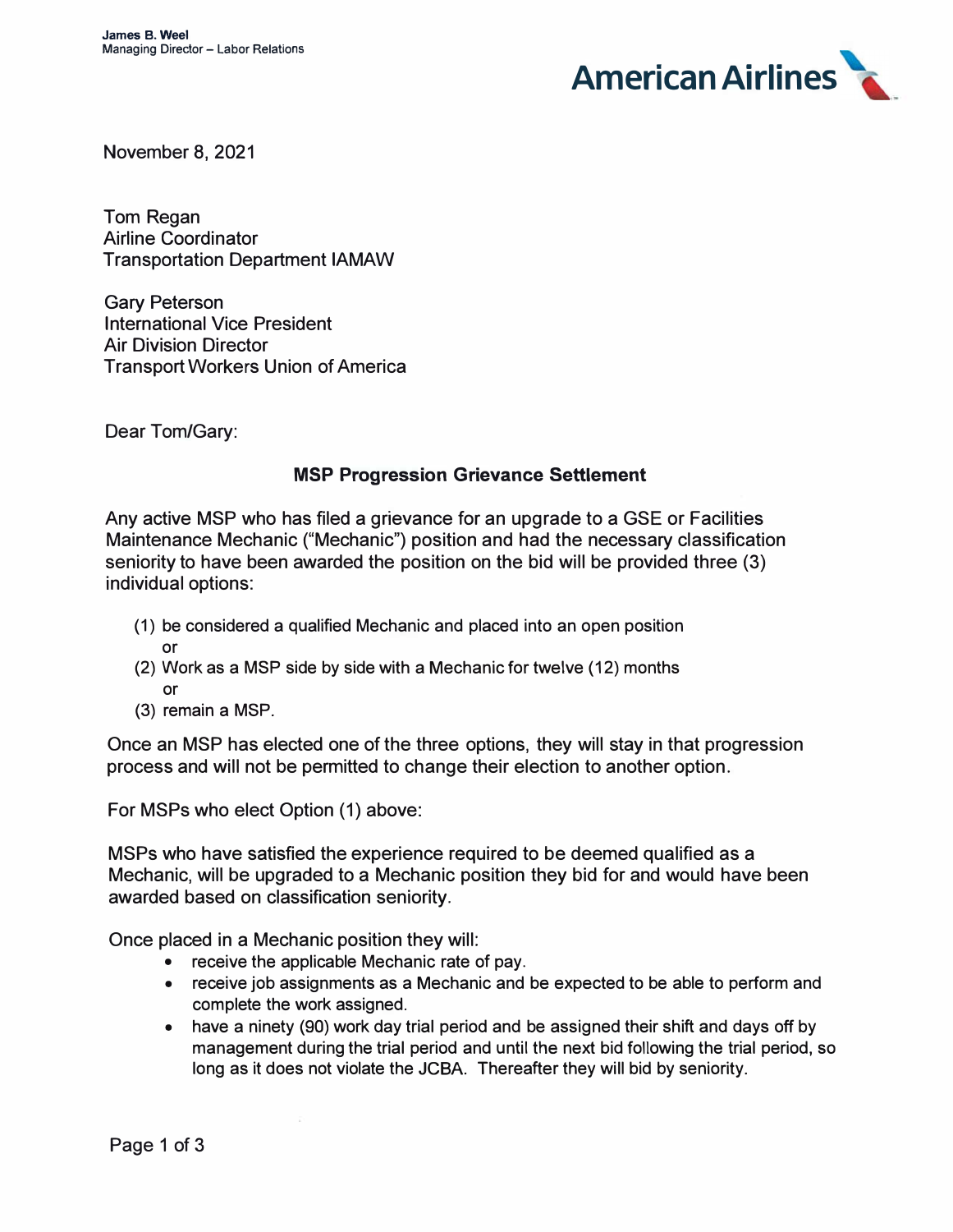**James B. Weel**
Managing Director – Labor Relations

American Airlines

November 8, 2021

Tom Regan
Airline Coordinator
Transportation Department IAMAW

Gary Peterson
International Vice President
Air Division Director
Transport Workers Union of America

Dear Tom/Gary:

**MSP Progression Grievance Settlement**

Any active MSP who has filed a grievance for an upgrade to a GSE or Facilities Maintenance Mechanic ("Mechanic") position and had the necessary classification seniority to have been awarded the position on the bid will be provided three (3) individual options:

(1) be considered a qualified Mechanic and placed into an open position
    or
(2) Work as a MSP side by side with a Mechanic for twelve (12) months
    or
(3) remain a MSP.

Once an MSP has elected one of the three options, they will stay in that progression process and will not be permitted to change their election to another option.

For MSPs who elect Option (1) above:

MSPs who have satisfied the experience required to be deemed qualified as a Mechanic, will be upgraded to a Mechanic position they bid for and would have been awarded based on classification seniority.

Once placed in a Mechanic position they will:

- receive the applicable Mechanic rate of pay.
- receive job assignments as a Mechanic and be expected to be able to perform and complete the work assigned.
- have a ninety (90) work day trial period and be assigned their shift and days off by management during the trial period and until the next bid following the trial period, so long as it does not violate the JCBA. Thereafter they will bid by seniority.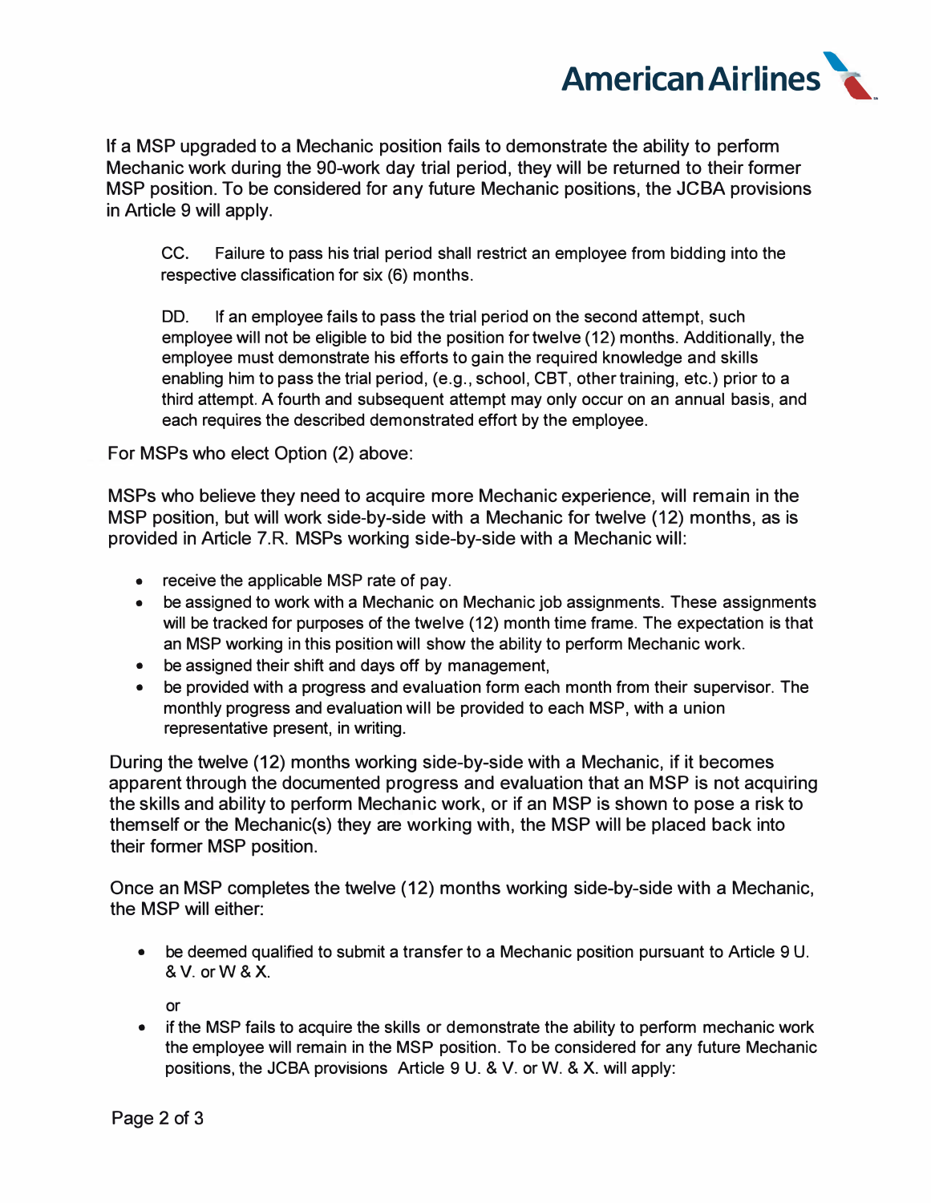If a MSP upgraded to a Mechanic position fails to demonstrate the ability to perform Mechanic work during the 90-work day trial period, they will be returned to their former MSP position. To be considered for any future Mechanic positions, the JCBA provisions in Article 9 will apply.

> CC. Failure to pass his trial period shall restrict an employee from bidding into the respective classification for six (6) months.
>
> DD. If an employee fails to pass the trial period on the second attempt, such employee will not be eligible to bid the position for twelve (12) months. Additionally, the employee must demonstrate his efforts to gain the required knowledge and skills enabling him to pass the trial period, (e.g., school, CBT, other training, etc.) prior to a third attempt. A fourth and subsequent attempt may only occur on an annual basis, and each requires the described demonstrated effort by the employee.

For MSPs who elect Option (2) above:

MSPs who believe they need to acquire more Mechanic experience, will remain in the MSP position, but will work side-by-side with a Mechanic for twelve (12) months, as is provided in Article 7.R. MSPs working side-by-side with a Mechanic will:

- receive the applicable MSP rate of pay.
- be assigned to work with a Mechanic on Mechanic job assignments. These assignments will be tracked for purposes of the twelve (12) month time frame. The expectation is that an MSP working in this position will show the ability to perform Mechanic work.
- be assigned their shift and days off by management,
- be provided with a progress and evaluation form each month from their supervisor. The monthly progress and evaluation will be provided to each MSP, with a union representative present, in writing.

During the twelve (12) months working side-by-side with a Mechanic, if it becomes apparent through the documented progress and evaluation that an MSP is not acquiring the skills and ability to perform Mechanic work, or if an MSP is shown to pose a risk to themself or the Mechanic(s) they are working with, the MSP will be placed back into their former MSP position.

Once an MSP completes the twelve (12) months working side-by-side with a Mechanic, the MSP will either:

- be deemed qualified to submit a transfer to a Mechanic position pursuant to Article 9 U. & V. or W & X.

  or

- if the MSP fails to acquire the skills or demonstrate the ability to perform mechanic work the employee will remain in the MSP position. To be considered for any future Mechanic positions, the JCBA provisions Article 9 U. & V. or W. & X. will apply: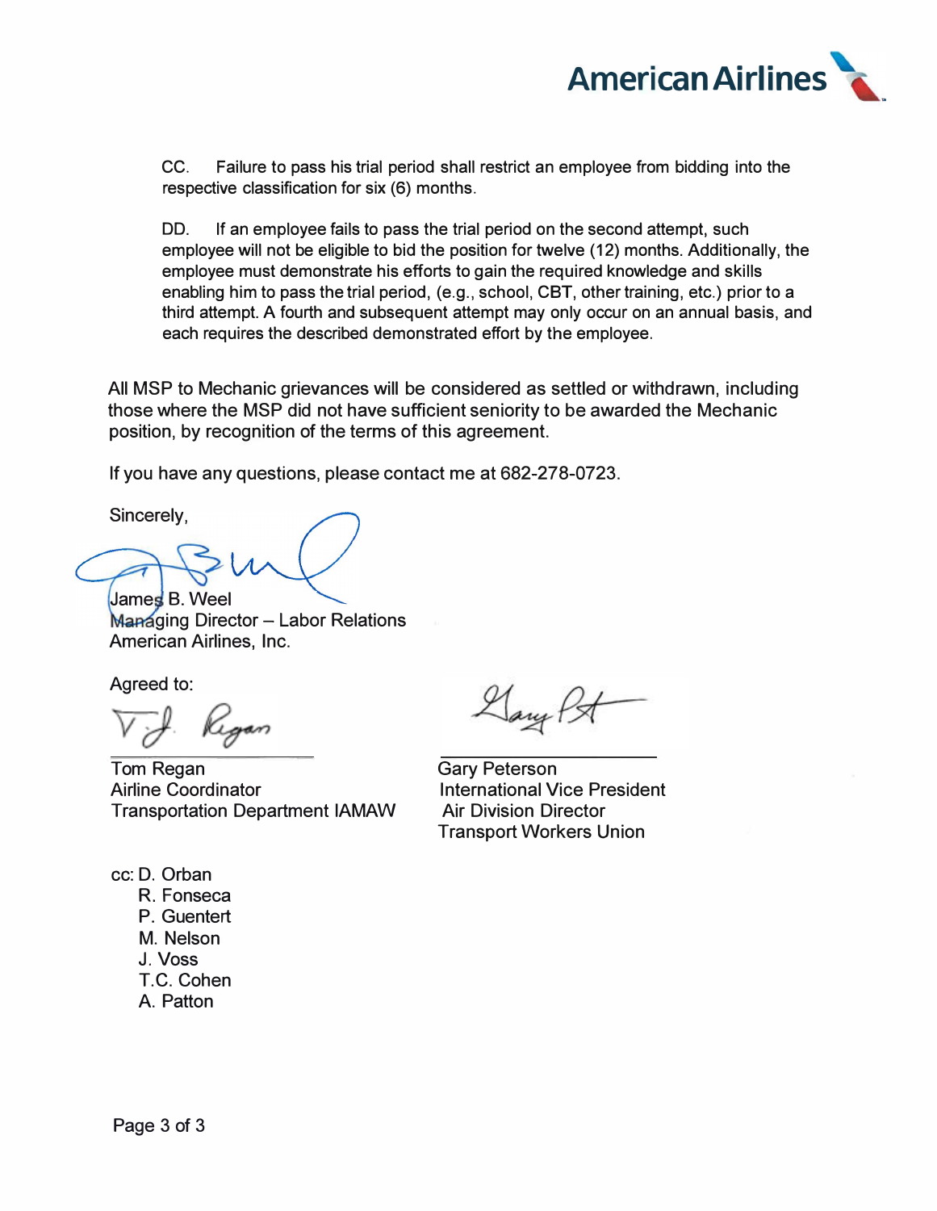CC. Failure to pass his trial period shall restrict an employee from bidding into the respective classification for six (6) months.

DD. If an employee fails to pass the trial period on the second attempt, such employee will not be eligible to bid the position for twelve (12) months. Additionally, the employee must demonstrate his efforts to gain the required knowledge and skills enabling him to pass the trial period, (e.g., school, CBT, other training, etc.) prior to a third attempt. A fourth and subsequent attempt may only occur on an annual basis, and each requires the described demonstrated effort by the employee.

All MSP to Mechanic grievances will be considered as settled or withdrawn, including those where the MSP did not have sufficient seniority to be awarded the Mechanic position, by recognition of the terms of this agreement.

If you have any questions, please contact me at 682-278-0723.

Sincerely,

James B. Weel
Managing Director – Labor Relations
American Airlines, Inc.

Agreed to:

Tom Regan
Airline Coordinator
Transportation Department IAMAW

Gary Peterson
International Vice President
Air Division Director
Transport Workers Union

cc: D. Orban
R. Fonseca
P. Guentert
M. Nelson
J. Voss
T.C. Cohen
A. Patton